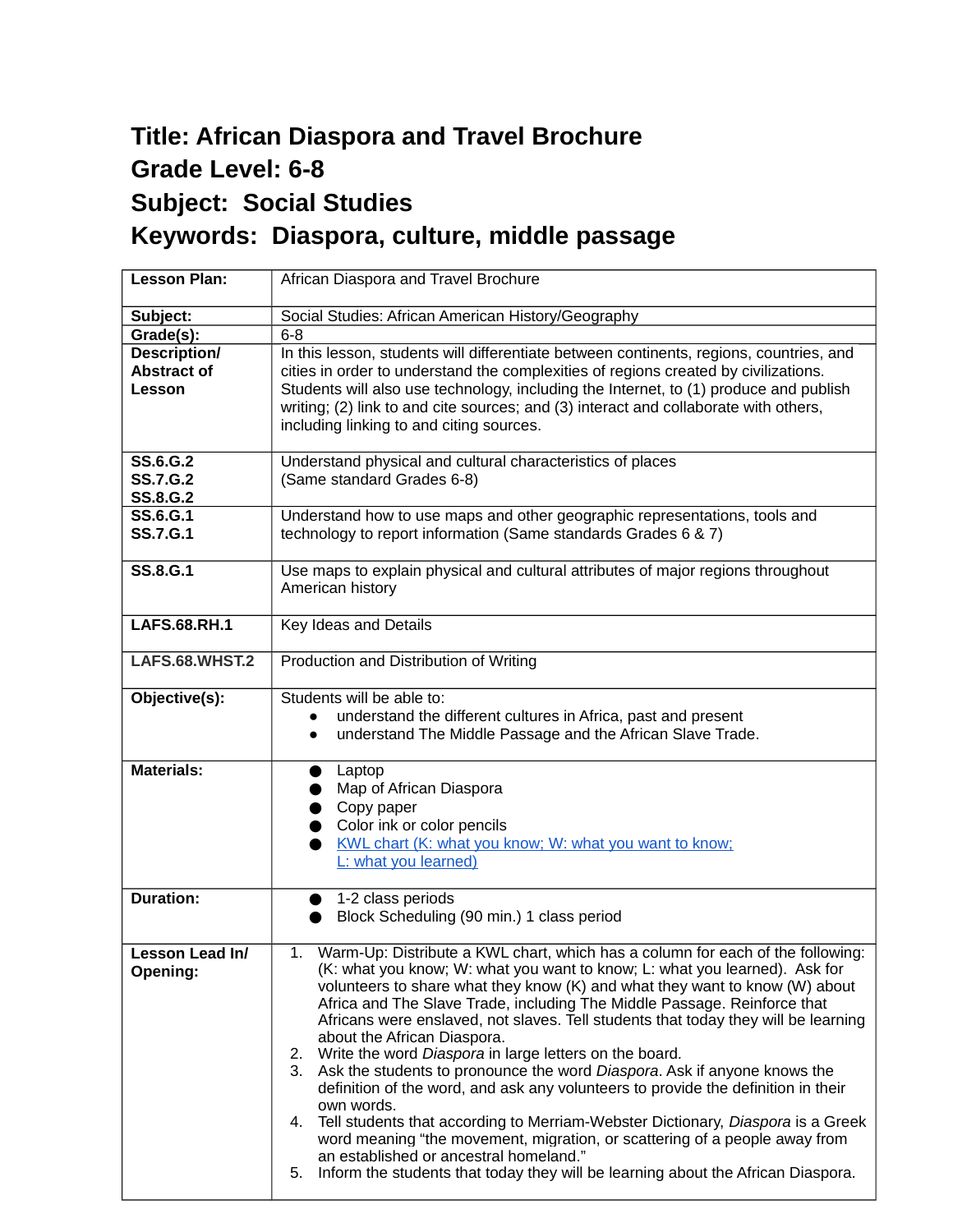# Title: African Diaspora and Travel Brochure
# Grade Level: 6-8
# Subject: Social Studies
# Keywords: Diaspora, culture, middle passage

| **Lesson Plan:** | African Diaspora and Travel Brochure |
|---|---|
| **Subject:** | Social Studies: African American History/Geography |
| **Grade(s):** | 6-8 |
| **Description/ Abstract of Lesson** | In this lesson, students will differentiate between continents, regions, countries, and cities in order to understand the complexities of regions created by civilizations. Students will also use technology, including the Internet, to (1) produce and publish writing; (2) link to and cite sources; and (3) interact and collaborate with others, including linking to and citing sources. |
| **SS.6.G.2**<br>**SS.7.G.2**<br>**SS.8.G.2** | Understand physical and cultural characteristics of places<br>(Same standard Grades 6-8) |
| **SS.6.G.1**<br>**SS.7.G.1** | Understand how to use maps and other geographic representations, tools and technology to report information (Same standards Grades 6 & 7) |
| **SS.8.G.1** | Use maps to explain physical and cultural attributes of major regions throughout American history |
| **LAFS.68.RH.1** | Key Ideas and Details |
| **LAFS.68.WHST.2** | Production and Distribution of Writing |
| **Objective(s):** | Students will be able to:<br>• understand the different cultures in Africa, past and present<br>• understand The Middle Passage and the African Slave Trade. |
| **Materials:** | • Laptop<br>• Map of African Diaspora<br>• Copy paper<br>• Color ink or color pencils<br>• KWL chart (K: what you know; W: what you want to know; L: what you learned) |
| **Duration:** | • 1-2 class periods<br>• Block Scheduling (90 min.) 1 class period |
| **Lesson Lead In/ Opening:** | 1. Warm-Up: Distribute a KWL chart, which has a column for each of the following: (K: what you know; W: what you want to know; L: what you learned). Ask for volunteers to share what they know (K) and what they want to know (W) about Africa and The Slave Trade, including The Middle Passage. Reinforce that Africans were enslaved, not slaves. Tell students that today they will be learning about the African Diaspora.<br>2. Write the word *Diaspora* in large letters on the board.<br>3. Ask the students to pronounce the word *Diaspora*. Ask if anyone knows the definition of the word, and ask any volunteers to provide the definition in their own words.<br>4. Tell students that according to Merriam-Webster Dictionary, *Diaspora* is a Greek word meaning "the movement, migration, or scattering of a people away from an established or ancestral homeland."<br>5. Inform the students that today they will be learning about the African Diaspora. |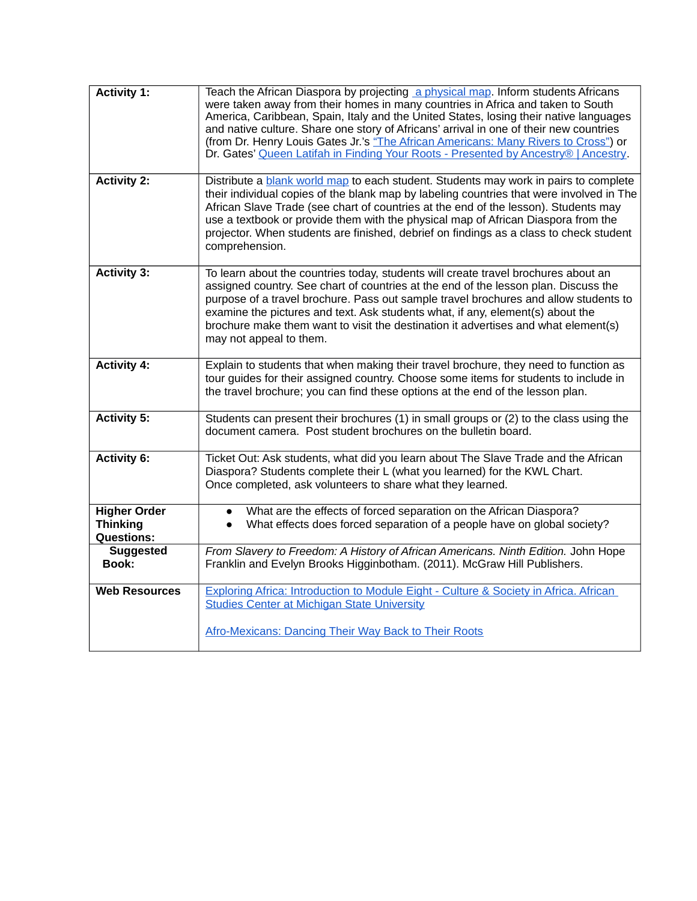| | |
|---|---|
| **Activity 1:** | Teach the African Diaspora by projecting a physical map. Inform students Africans were taken away from their homes in many countries in Africa and taken to South America, Caribbean, Spain, Italy and the United States, losing their native languages and native culture. Share one story of Africans' arrival in one of their new countries (from Dr. Henry Louis Gates Jr.'s "The African Americans: Many Rivers to Cross") or Dr. Gates' Queen Latifah in Finding Your Roots - Presented by Ancestry® \| Ancestry. |
| **Activity 2:** | Distribute a blank world map to each student. Students may work in pairs to complete their individual copies of the blank map by labeling countries that were involved in The African Slave Trade (see chart of countries at the end of the lesson). Students may use a textbook or provide them with the physical map of African Diaspora from the projector. When students are finished, debrief on findings as a class to check student comprehension. |
| **Activity 3:** | To learn about the countries today, students will create travel brochures about an assigned country. See chart of countries at the end of the lesson plan. Discuss the purpose of a travel brochure. Pass out sample travel brochures and allow students to examine the pictures and text. Ask students what, if any, element(s) about the brochure make them want to visit the destination it advertises and what element(s) may not appeal to them. |
| **Activity 4:** | Explain to students that when making their travel brochure, they need to function as tour guides for their assigned country. Choose some items for students to include in the travel brochure; you can find these options at the end of the lesson plan. |
| **Activity 5:** | Students can present their brochures (1) in small groups or (2) to the class using the document camera. Post student brochures on the bulletin board. |
| **Activity 6:** | Ticket Out: Ask students, what did you learn about The Slave Trade and the African Diaspora? Students complete their L (what you learned) for the KWL Chart. Once completed, ask volunteers to share what they learned. |
| **Higher Order Thinking Questions:** | • What are the effects of forced separation on the African Diaspora?<br>• What effects does forced separation of a people have on global society? |
| **Suggested Book:** | *From Slavery to Freedom: A History of African Americans. Ninth Edition.* John Hope Franklin and Evelyn Brooks Higginbotham. (2011). McGraw Hill Publishers. |
| **Web Resources** | Exploring Africa: Introduction to Module Eight - Culture & Society in Africa. African Studies Center at Michigan State University<br><br>Afro-Mexicans: Dancing Their Way Back to Their Roots |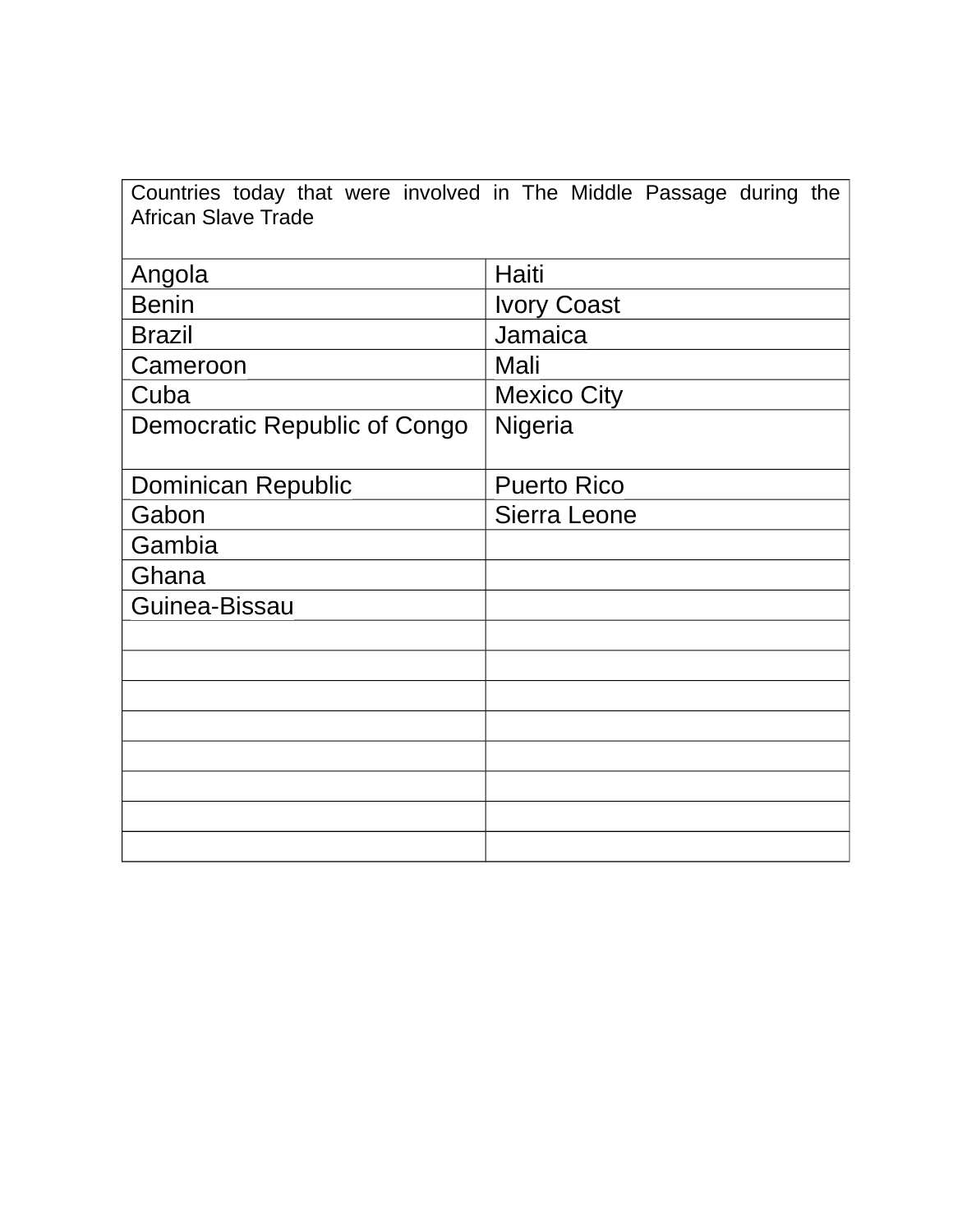| Countries today that were involved in The Middle Passage during the African Slave Trade | |
|---|---|
| Angola | Haiti |
| Benin | Ivory Coast |
| Brazil | Jamaica |
| Cameroon | Mali |
| Cuba | Mexico City |
| Democratic Republic of Congo | Nigeria |
| Dominican Republic | Puerto Rico |
| Gabon | Sierra Leone |
| Gambia | |
| Ghana | |
| Guinea-Bissau | |
| | |
| | |
| | |
| | |
| | |
| | |
| | |
| | |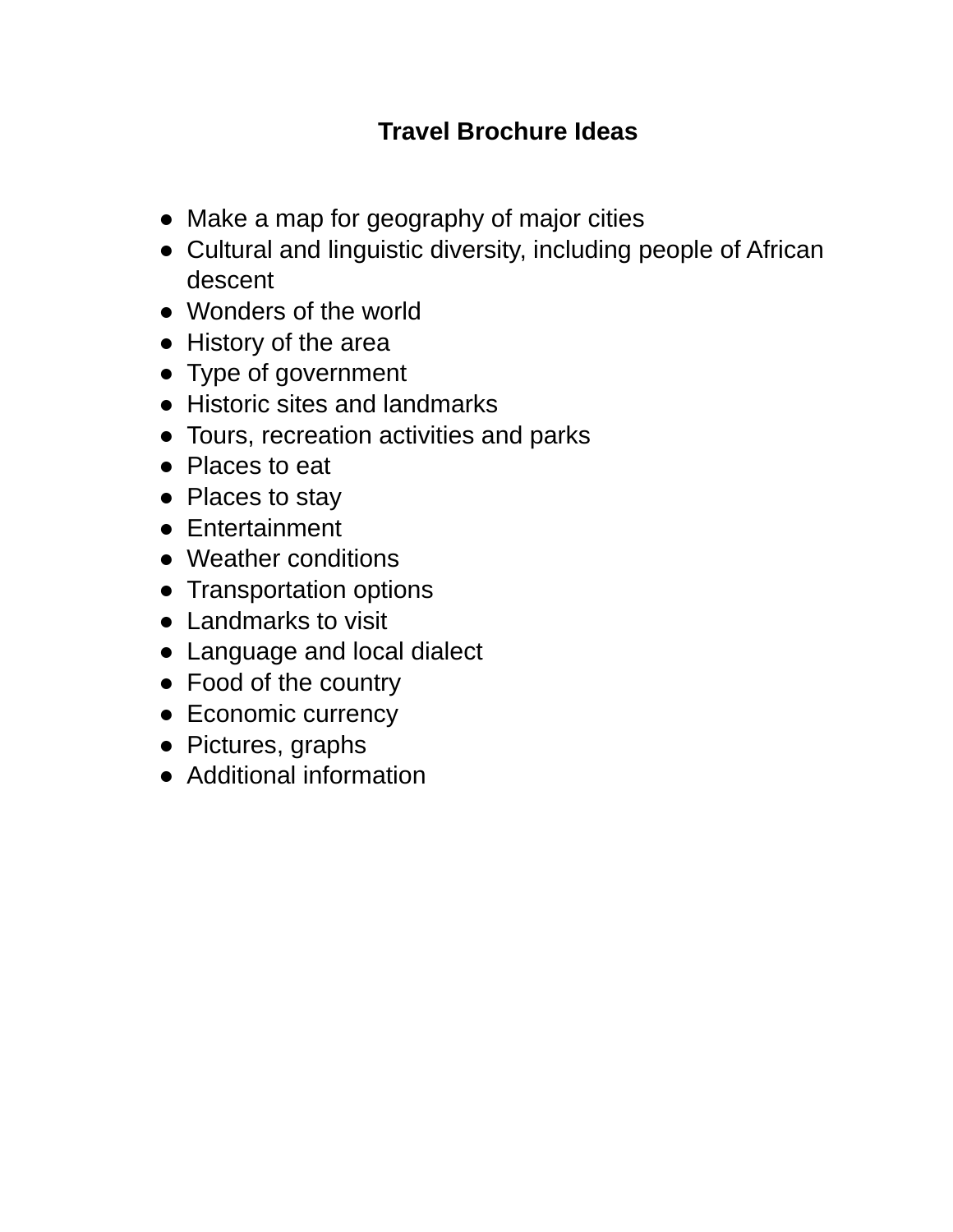## Travel Brochure Ideas

- Make a map for geography of major cities
- Cultural and linguistic diversity, including people of African descent
- Wonders of the world
- History of the area
- Type of government
- Historic sites and landmarks
- Tours, recreation activities and parks
- Places to eat
- Places to stay
- Entertainment
- Weather conditions
- Transportation options
- Landmarks to visit
- Language and local dialect
- Food of the country
- Economic currency
- Pictures, graphs
- Additional information